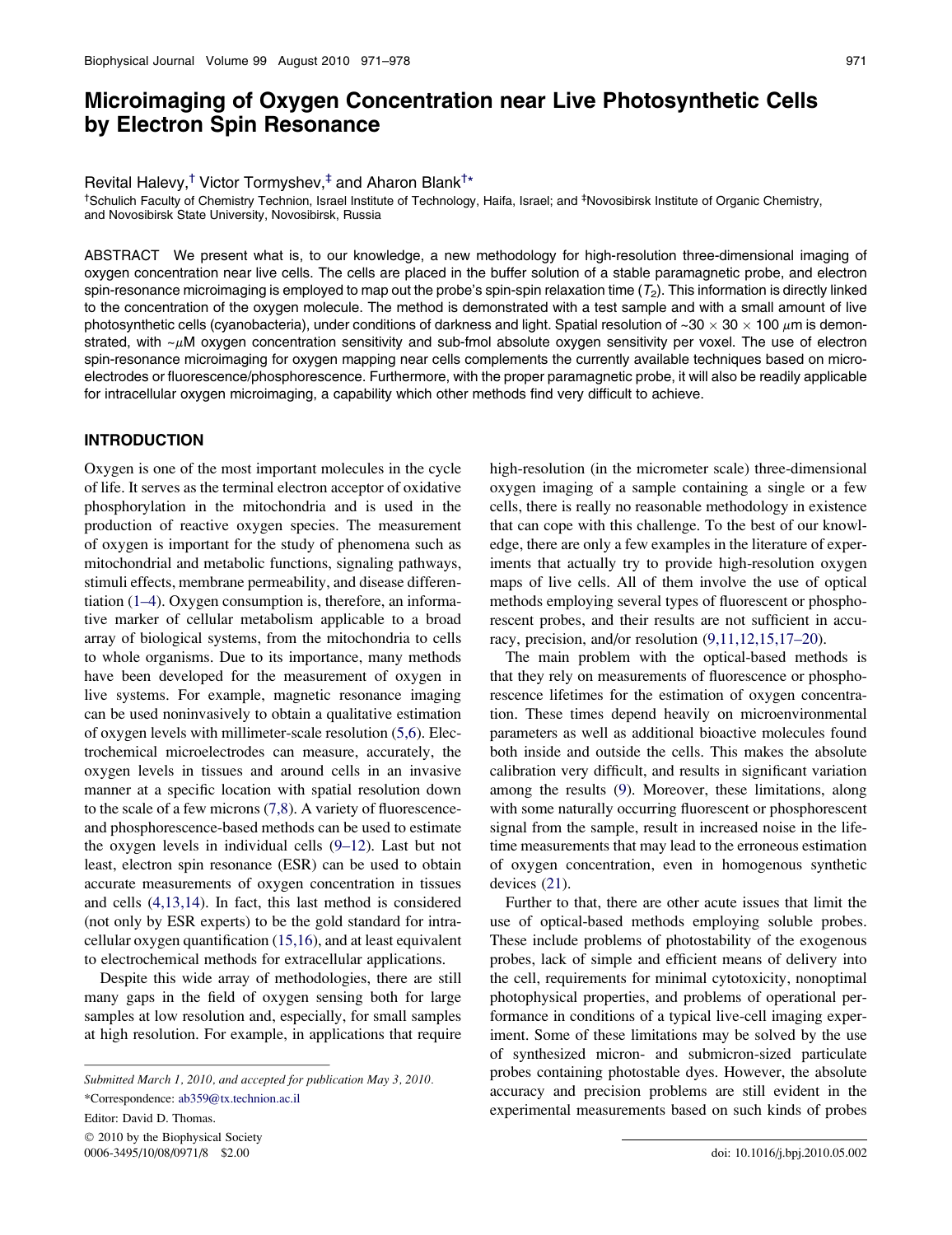# Microimaging of Oxygen Concentration near Live Photosynthetic Cells by Electron Spin Resonance

Revital Halevy,[†] Victor Tormyshev,[‡] and Aharon Blank[†*]

[†]Schulich Faculty of Chemistry Technion, Israel Institute of Technology, Haifa, Israel; and [‡]Novosibirsk Institute of Organic Chemistry, and Novosibirsk State University, Novosibirsk, Russia

ABSTRACT We present what is, to our knowledge, a new methodology for high-resolution three-dimensional imaging of oxygen concentration near live cells. The cells are placed in the buffer solution of a stable paramagnetic probe, and electron spin-resonance microimaging is employed to map out the probe's spin-spin relaxation time ($T_2$). This information is directly linked to the concentration of the oxygen molecule. The method is demonstrated with a test sample and with a small amount of live photosynthetic cells (cyanobacteria), under conditions of darkness and light. Spatial resolution of ~30 × 30 × 100 μm is demonstrated, with ~μM oxygen concentration sensitivity and sub-fmol absolute oxygen sensitivity per voxel. The use of electron spin-resonance microimaging for oxygen mapping near cells complements the currently available techniques based on microelectrodes or fluorescence/phosphorescence. Furthermore, with the proper paramagnetic probe, it will also be readily applicable for intracellular oxygen microimaging, a capability which other methods find very difficult to achieve.

## INTRODUCTION

Oxygen is one of the most important molecules in the cycle of life. It serves as the terminal electron acceptor of oxidative phosphorylation in the mitochondria and is used in the production of reactive oxygen species. The measurement of oxygen is important for the study of phenomena such as mitochondrial and metabolic functions, signaling pathways, stimuli effects, membrane permeability, and disease differentiation (1–4). Oxygen consumption is, therefore, an informative marker of cellular metabolism applicable to a broad array of biological systems, from the mitochondria to cells to whole organisms. Due to its importance, many methods have been developed for the measurement of oxygen in live systems. For example, magnetic resonance imaging can be used noninvasively to obtain a qualitative estimation of oxygen levels with millimeter-scale resolution (5,6). Electrochemical microelectrodes can measure, accurately, the oxygen levels in tissues and around cells in an invasive manner at a specific location with spatial resolution down to the scale of a few microns (7,8). A variety of fluorescence- and phosphorescence-based methods can be used to estimate the oxygen levels in individual cells (9–12). Last but not least, electron spin resonance (ESR) can be used to obtain accurate measurements of oxygen concentration in tissues and cells (4,13,14). In fact, this last method is considered (not only by ESR experts) to be the gold standard for intracellular oxygen quantification (15,16), and at least equivalent to electrochemical methods for extracellular applications.

Despite this wide array of methodologies, there are still many gaps in the field of oxygen sensing both for large samples at low resolution and, especially, for small samples at high resolution. For example, in applications that require high-resolution (in the micrometer scale) three-dimensional oxygen imaging of a sample containing a single or a few cells, there is really no reasonable methodology in existence that can cope with this challenge. To the best of our knowledge, there are only a few examples in the literature of experiments that actually try to provide high-resolution oxygen maps of live cells. All of them involve the use of optical methods employing several types of fluorescent or phosphorescent probes, and their results are not sufficient in accuracy, precision, and/or resolution (9,11,12,15,17–20).

The main problem with the optical-based methods is that they rely on measurements of fluorescence or phosphorescence lifetimes for the estimation of oxygen concentration. These times depend heavily on microenvironmental parameters as well as additional bioactive molecules found both inside and outside the cells. This makes the absolute calibration very difficult, and results in significant variation among the results (9). Moreover, these limitations, along with some naturally occurring fluorescent or phosphorescent signal from the sample, result in increased noise in the lifetime measurements that may lead to the erroneous estimation of oxygen concentration, even in homogenous synthetic devices (21).

Further to that, there are other acute issues that limit the use of optical-based methods employing soluble probes. These include problems of photostability of the exogenous probes, lack of simple and efficient means of delivery into the cell, requirements for minimal cytotoxicity, nonoptimal photophysical properties, and problems of operational performance in conditions of a typical live-cell imaging experiment. Some of these limitations may be solved by the use of synthesized micron- and submicron-sized particulate probes containing photostable dyes. However, the absolute accuracy and precision problems are still evident in the experimental measurements based on such kinds of probes

*Submitted March 1, 2010, and accepted for publication May 3, 2010.*

*Correspondence: ab359@tx.technion.ac.il

Editor: David D. Thomas.

© 2010 by the Biophysical Society
0006-3495/10/08/0971/8 $2.00

doi: 10.1016/j.bpj.2010.05.002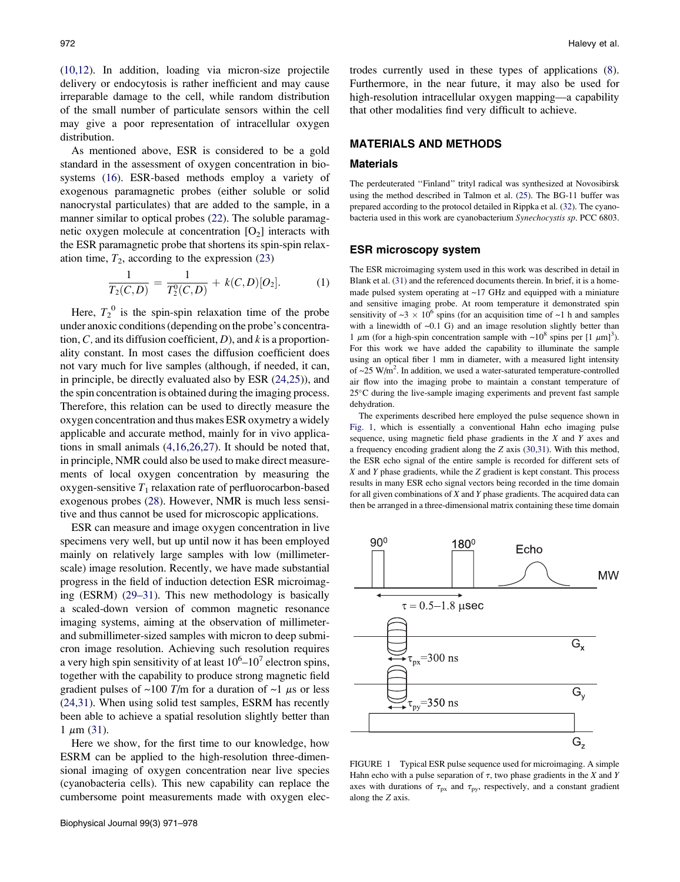(10,12). In addition, loading via micron-size projectile delivery or endocytosis is rather inefficient and may cause irreparable damage to the cell, while random distribution of the small number of particulate sensors within the cell may give a poor representation of intracellular oxygen distribution.

As mentioned above, ESR is considered to be a gold standard in the assessment of oxygen concentration in biosystems (16). ESR-based methods employ a variety of exogenous paramagnetic probes (either soluble or solid nanocrystal particulates) that are added to the sample, in a manner similar to optical probes (22). The soluble paramagnetic oxygen molecule at concentration $[O_2]$ interacts with the ESR paramagnetic probe that shortens its spin-spin relaxation time, $T_2$, according to the expression (23)

$$\frac{1}{T_2(C,D)} = \frac{1}{T_2^0(C,D)} + k(C,D)[O_2]. \tag{1}$$

Here, $T_2^{\,0}$ is the spin-spin relaxation time of the probe under anoxic conditions (depending on the probe's concentration, $C$, and its diffusion coefficient, $D$), and $k$ is a proportionality constant. In most cases the diffusion coefficient does not vary much for live samples (although, if needed, it can, in principle, be directly evaluated also by ESR (24,25)), and the spin concentration is obtained during the imaging process. Therefore, this relation can be used to directly measure the oxygen concentration and thus makes ESR oxymetry a widely applicable and accurate method, mainly for in vivo applications in small animals (4,16,26,27). It should be noted that, in principle, NMR could also be used to make direct measurements of local oxygen concentration by measuring the oxygen-sensitive $T_1$ relaxation rate of perfluorocarbon-based exogenous probes (28). However, NMR is much less sensitive and thus cannot be used for microscopic applications.

ESR can measure and image oxygen concentration in live specimens very well, but up until now it has been employed mainly on relatively large samples with low (millimeter-scale) image resolution. Recently, we have made substantial progress in the field of induction detection ESR microimaging (ESRM) (29–31). This new methodology is basically a scaled-down version of common magnetic resonance imaging systems, aiming at the observation of millimeter- and submillimeter-sized samples with micron to deep submicron image resolution. Achieving such resolution requires a very high spin sensitivity of at least $10^6$–$10^7$ electron spins, together with the capability to produce strong magnetic field gradient pulses of ~100 $T$/m for a duration of ~1 $\mu$s or less (24,31). When using solid test samples, ESRM has recently been able to achieve a spatial resolution slightly better than 1 $\mu$m (31).

Here we show, for the first time to our knowledge, how ESRM can be applied to the high-resolution three-dimensional imaging of oxygen concentration near live species (cyanobacteria cells). This new capability can replace the cumbersome point measurements made with oxygen electrodes currently used in these types of applications (8). Furthermore, in the near future, it may also be used for high-resolution intracellular oxygen mapping—a capability that other modalities find very difficult to achieve.

## MATERIALS AND METHODS

### Materials

The perdeuterated "Finland" trityl radical was synthesized at Novosibirsk using the method described in Talmon et al. (25). The BG-11 buffer was prepared according to the protocol detailed in Rippka et al. (32). The cyanobacteria used in this work are cyanobacterium *Synechocystis sp*. PCC 6803.

### ESR microscopy system

The ESR microimaging system used in this work was described in detail in Blank et al. (31) and the referenced documents therein. In brief, it is a home-made pulsed system operating at ~17 GHz and equipped with a miniature and sensitive imaging probe. At room temperature it demonstrated spin sensitivity of ~$3 \times 10^6$ spins (for an acquisition time of ~1 h and samples with a linewidth of ~0.1 G) and an image resolution slightly better than 1 $\mu$m (for a high-spin concentration sample with ~$10^8$ spins per [1 $\mu$m]$^3$). For this work we have added the capability to illuminate the sample using an optical fiber 1 mm in diameter, with a measured light intensity of ~25 W/m$^2$. In addition, we used a water-saturated temperature-controlled air flow into the imaging probe to maintain a constant temperature of 25°C during the live-sample imaging experiments and prevent fast sample dehydration.

The experiments described here employed the pulse sequence shown in Fig. 1, which is essentially a conventional Hahn echo imaging pulse sequence, using magnetic field phase gradients in the $X$ and $Y$ axes and a frequency encoding gradient along the $Z$ axis (30,31). With this method, the ESR echo signal of the entire sample is recorded for different sets of $X$ and $Y$ phase gradients, while the $Z$ gradient is kept constant. This process results in many ESR echo signal vectors being recorded in the time domain for all given combinations of $X$ and $Y$ phase gradients. The acquired data can then be arranged in a three-dimensional matrix containing these time domain

FIGURE 1 Typical ESR pulse sequence used for microimaging. A simple Hahn echo with a pulse separation of $\tau$, two phase gradients in the $X$ and $Y$ axes with durations of $\tau_{px}$ and $\tau_{py}$, respectively, and a constant gradient along the $Z$ axis.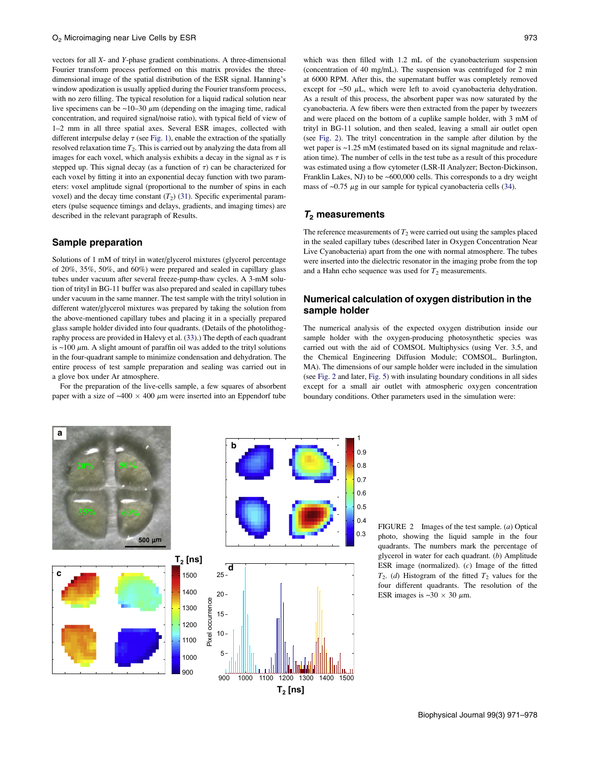vectors for all *X*- and *Y*-phase gradient combinations. A three-dimensional Fourier transform process performed on this matrix provides the three-dimensional image of the spatial distribution of the ESR signal. Hanning's window apodization is usually applied during the Fourier transform process, with no zero filling. The typical resolution for a liquid radical sample near live specimens can be ~10–30 $\mu$m (depending on the imaging time, radical concentration, and required signal/noise ratio), with typical field of view of 1–2 mm in all three spatial axes. Several ESR images, collected with different interpulse delay $\tau$ (see Fig. 1), enable the extraction of the spatially resolved relaxation time $T_2$. This is carried out by analyzing the data from all images for each voxel, which analysis exhibits a decay in the signal as $\tau$ is stepped up. This signal decay (as a function of $\tau$) can be characterized for each voxel by fitting it into an exponential decay function with two parameters: voxel amplitude signal (proportional to the number of spins in each voxel) and the decay time constant ($T_2$) (31). Specific experimental parameters (pulse sequence timings and delays, gradients, and imaging times) are described in the relevant paragraph of Results.

## Sample preparation

Solutions of 1 mM of trityl in water/glycerol mixtures (glycerol percentage of 20%, 35%, 50%, and 60%) were prepared and sealed in capillary glass tubes under vacuum after several freeze-pump-thaw cycles. A 3-mM solution of trityl in BG-11 buffer was also prepared and sealed in capillary tubes under vacuum in the same manner. The test sample with the trityl solution in different water/glycerol mixtures was prepared by taking the solution from the above-mentioned capillary tubes and placing it in a specially prepared glass sample holder divided into four quadrants. (Details of the photolithography process are provided in Halevy et al. (33).) The depth of each quadrant is ~100 $\mu$m. A slight amount of paraffin oil was added to the trityl solutions in the four-quadrant sample to minimize condensation and dehydration. The entire process of test sample preparation and sealing was carried out in a glove box under Ar atmosphere.

For the preparation of the live-cells sample, a few squares of absorbent paper with a size of ~400 × 400 $\mu$m were inserted into an Eppendorf tube which was then filled with 1.2 mL of the cyanobacterium suspension (concentration of 40 mg/mL). The suspension was centrifuged for 2 min at 6000 RPM. After this, the supernatant buffer was completely removed except for ~50 $\mu$L, which were left to avoid cyanobacteria dehydration. As a result of this process, the absorbent paper was now saturated by the cyanobacteria. A few fibers were then extracted from the paper by tweezers and were placed on the bottom of a cuplike sample holder, with 3 mM of trityl in BG-11 solution, and then sealed, leaving a small air outlet open (see Fig. 2). The trityl concentration in the sample after dilution by the wet paper is ~1.25 mM (estimated based on its signal magnitude and relaxation time). The number of cells in the test tube as a result of this procedure was estimated using a flow cytometer (LSR-II Analyzer; Becton-Dickinson, Franklin Lakes, NJ) to be ~600,000 cells. This corresponds to a dry weight mass of ~0.75 $\mu$g in our sample for typical cyanobacteria cells (34).

## $T_2$ measurements

The reference measurements of $T_2$ were carried out using the samples placed in the sealed capillary tubes (described later in Oxygen Concentration Near Live Cyanobacteria) apart from the one with normal atmosphere. The tubes were inserted into the dielectric resonator in the imaging probe from the top and a Hahn echo sequence was used for $T_2$ measurements.

## Numerical calculation of oxygen distribution in the sample holder

The numerical analysis of the expected oxygen distribution inside our sample holder with the oxygen-producing photosynthetic species was carried out with the aid of COMSOL Multiphysics (using Ver. 3.5, and the Chemical Engineering Diffusion Module; COMSOL, Burlington, MA). The dimensions of our sample holder were included in the simulation (see Fig. 2 and later, Fig. 5) with insulating boundary conditions in all sides except for a small air outlet with atmospheric oxygen concentration boundary conditions. Other parameters used in the simulation were:

FIGURE 2 Images of the test sample. (*a*) Optical photo, showing the liquid sample in the four quadrants. The numbers mark the percentage of glycerol in water for each quadrant. (*b*) Amplitude ESR image (normalized). (*c*) Image of the fitted $T_2$. (*d*) Histogram of the fitted $T_2$ values for the four different quadrants. The resolution of the ESR images is ~30 × 30 $\mu$m.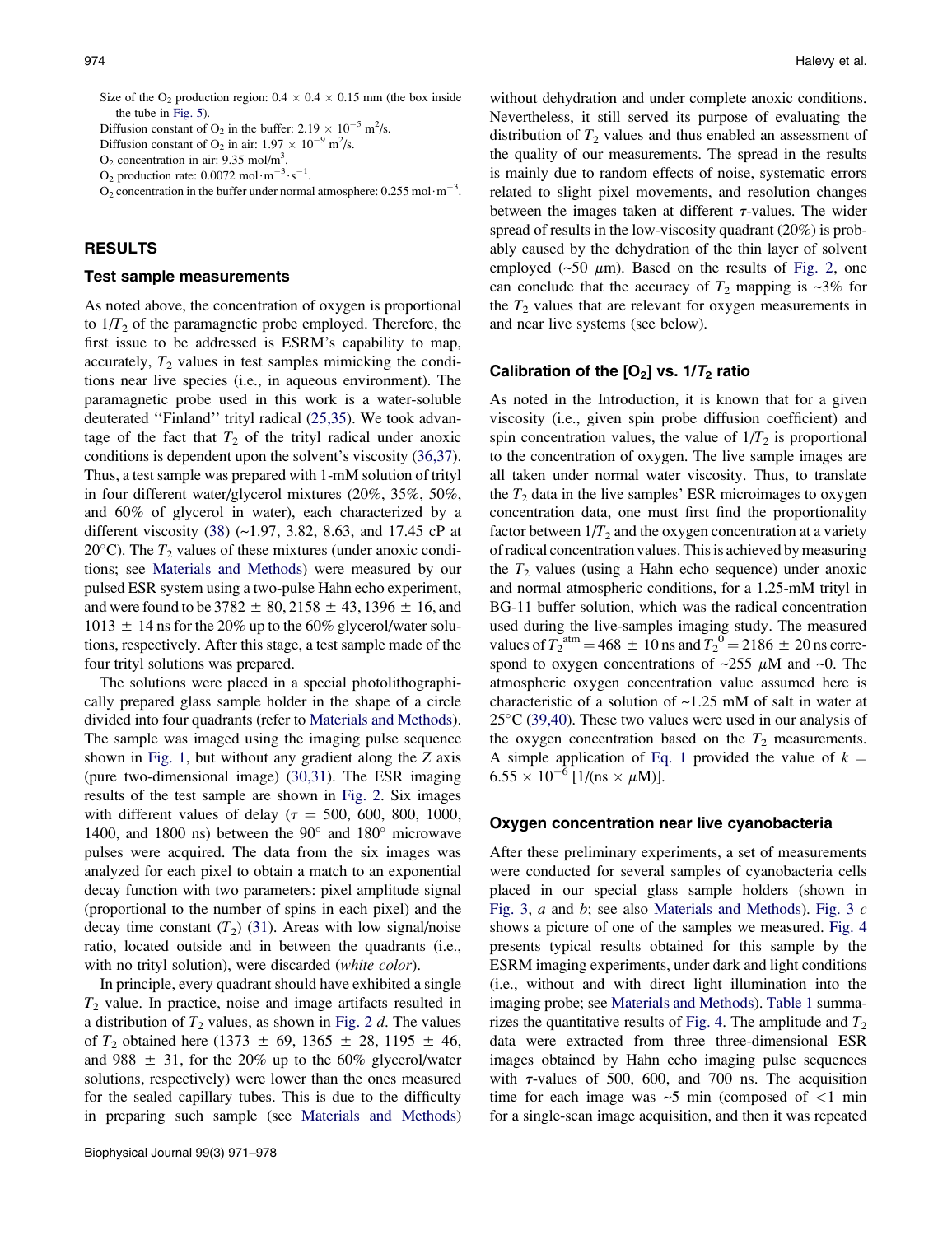Size of the $O_2$ production region: $0.4 \times 0.4 \times 0.15$ mm (the box inside the tube in Fig. 5).

Diffusion constant of $O_2$ in the buffer: $2.19 \times 10^{-5}$ $m^2/s$.

Diffusion constant of $O_2$ in air: $1.97 \times 10^{-9}$ $m^2/s$.

$O_2$ concentration in air: 9.35 $mol/m^3$.

$O_2$ production rate: 0.0072 $mol \cdot m^{-3} \cdot s^{-1}$.

$O_2$ concentration in the buffer under normal atmosphere: 0.255 $mol \cdot m^{-3}$.

## RESULTS

### Test sample measurements

As noted above, the concentration of oxygen is proportional to $1/T_2$ of the paramagnetic probe employed. Therefore, the first issue to be addressed is ESRM's capability to map, accurately, $T_2$ values in test samples mimicking the conditions near live species (i.e., in aqueous environment). The paramagnetic probe used in this work is a water-soluble deuterated "Finland" trityl radical (25,35). We took advantage of the fact that $T_2$ of the trityl radical under anoxic conditions is dependent upon the solvent's viscosity (36,37). Thus, a test sample was prepared with 1-mM solution of trityl in four different water/glycerol mixtures (20%, 35%, 50%, and 60% of glycerol in water), each characterized by a different viscosity (38) (~1.97, 3.82, 8.63, and 17.45 cP at 20°C). The $T_2$ values of these mixtures (under anoxic conditions; see Materials and Methods) were measured by our pulsed ESR system using a two-pulse Hahn echo experiment, and were found to be 3782 ± 80, 2158 ± 43, 1396 ± 16, and 1013 ± 14 ns for the 20% up to the 60% glycerol/water solutions, respectively. After this stage, a test sample made of the four trityl solutions was prepared.

The solutions were placed in a special photolithographically prepared glass sample holder in the shape of a circle divided into four quadrants (refer to Materials and Methods). The sample was imaged using the imaging pulse sequence shown in Fig. 1, but without any gradient along the $Z$ axis (pure two-dimensional image) (30,31). The ESR imaging results of the test sample are shown in Fig. 2. Six images with different values of delay ($\tau$ = 500, 600, 800, 1000, 1400, and 1800 ns) between the 90° and 180° microwave pulses were acquired. The data from the six images was analyzed for each pixel to obtain a match to an exponential decay function with two parameters: pixel amplitude signal (proportional to the number of spins in each pixel) and the decay time constant ($T_2$) (31). Areas with low signal/noise ratio, located outside and in between the quadrants (i.e., with no trityl solution), were discarded (*white color*).

In principle, every quadrant should have exhibited a single $T_2$ value. In practice, noise and image artifacts resulted in a distribution of $T_2$ values, as shown in Fig. 2 *d*. The values of $T_2$ obtained here (1373 ± 69, 1365 ± 28, 1195 ± 46, and 988 ± 31, for the 20% up to the 60% glycerol/water solutions, respectively) were lower than the ones measured for the sealed capillary tubes. This is due to the difficulty in preparing such sample (see Materials and Methods) without dehydration and under complete anoxic conditions. Nevertheless, it still served its purpose of evaluating the distribution of $T_2$ values and thus enabled an assessment of the quality of our measurements. The spread in the results is mainly due to random effects of noise, systematic errors related to slight pixel movements, and resolution changes between the images taken at different $\tau$-values. The wider spread of results in the low-viscosity quadrant (20%) is probably caused by the dehydration of the thin layer of solvent employed (~50 $\mu$m). Based on the results of Fig. 2, one can conclude that the accuracy of $T_2$ mapping is ~3% for the $T_2$ values that are relevant for oxygen measurements in and near live systems (see below).

### Calibration of the $[O_2]$ vs. $1/T_2$ ratio

As noted in the Introduction, it is known that for a given viscosity (i.e., given spin probe diffusion coefficient) and spin concentration values, the value of $1/T_2$ is proportional to the concentration of oxygen. The live sample images are all taken under normal water viscosity. Thus, to translate the $T_2$ data in the live samples' ESR microimages to oxygen concentration data, one must first find the proportionality factor between $1/T_2$ and the oxygen concentration at a variety of radical concentration values. This is achieved by measuring the $T_2$ values (using a Hahn echo sequence) under anoxic and normal atmospheric conditions, for a 1.25-mM trityl in BG-11 buffer solution, which was the radical concentration used during the live-samples imaging study. The measured values of $T_2^{atm} = 468 \pm 10$ ns and $T_2^{0} = 2186 \pm 20$ ns correspond to oxygen concentrations of ~255 $\mu$M and ~0. The atmospheric oxygen concentration value assumed here is characteristic of a solution of ~1.25 mM of salt in water at 25°C (39,40). These two values were used in our analysis of the oxygen concentration based on the $T_2$ measurements. A simple application of Eq. 1 provided the value of $k = 6.55 \times 10^{-6}$ [1/(ns × $\mu$M)].

### Oxygen concentration near live cyanobacteria

After these preliminary experiments, a set of measurements were conducted for several samples of cyanobacteria cells placed in our special glass sample holders (shown in Fig. 3, *a* and *b*; see also Materials and Methods). Fig. 3 *c* shows a picture of one of the samples we measured. Fig. 4 presents typical results obtained for this sample by the ESRM imaging experiments, under dark and light conditions (i.e., without and with direct light illumination into the imaging probe; see Materials and Methods). Table 1 summarizes the quantitative results of Fig. 4. The amplitude and $T_2$ data were extracted from three three-dimensional ESR images obtained by Hahn echo imaging pulse sequences with $\tau$-values of 500, 600, and 700 ns. The acquisition time for each image was ~5 min (composed of <1 min for a single-scan image acquisition, and then it was repeated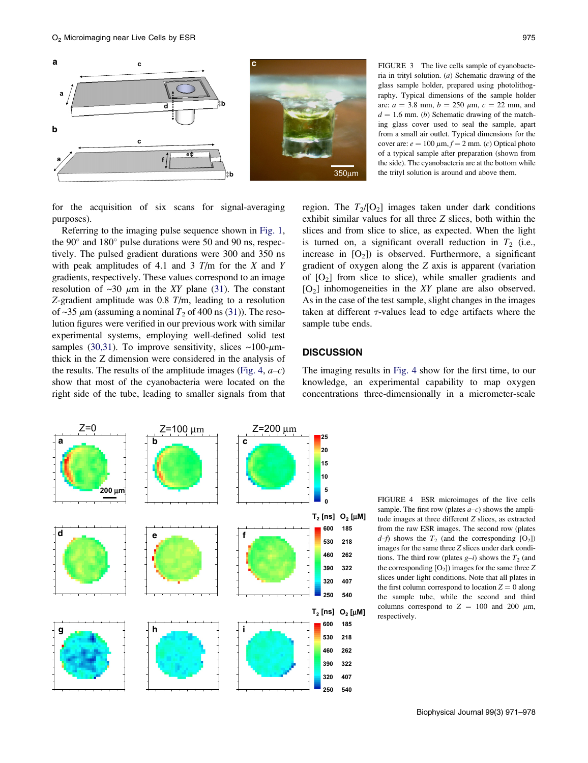FIGURE 3 The live cells sample of cyanobacteria in trityl solution. (*a*) Schematic drawing of the glass sample holder, prepared using photolithography. Typical dimensions of the sample holder are: $a = 3.8$ mm, $b = 250$ $\mu$m, $c = 22$ mm, and $d = 1.6$ mm. (*b*) Schematic drawing of the matching glass cover used to seal the sample, apart from a small air outlet. Typical dimensions for the cover are: $e = 100$ $\mu$m, $f = 2$ mm. (*c*) Optical photo of a typical sample after preparation (shown from the side). The cyanobacteria are at the bottom while the trityl solution is around and above them.

for the acquisition of six scans for signal-averaging purposes).

Referring to the imaging pulse sequence shown in Fig. 1, the 90° and 180° pulse durations were 50 and 90 ns, respectively. The pulsed gradient durations were 300 and 350 ns with peak amplitudes of 4.1 and 3 *T*/m for the *X* and *Y* gradients, respectively. These values correspond to an image resolution of ~30 $\mu$m in the *XY* plane (31). The constant *Z*-gradient amplitude was 0.8 *T*/m, leading to a resolution of ~35 $\mu$m (assuming a nominal $T_2$ of 400 ns (31)). The resolution figures were verified in our previous work with similar experimental systems, employing well-defined solid test samples (30,31). To improve sensitivity, slices ~100-$\mu$m-thick in the Z dimension were considered in the analysis of the results. The results of the amplitude images (Fig. 4, *a–c*) show that most of the cyanobacteria were located on the right side of the tube, leading to smaller signals from that region. The $T_2$/[$O_2$] images taken under dark conditions exhibit similar values for all three *Z* slices, both within the slices and from slice to slice, as expected. When the light is turned on, a significant overall reduction in $T_2$ (i.e., increase in [$O_2$]) is observed. Furthermore, a significant gradient of oxygen along the *Z* axis is apparent (variation of [$O_2$] from slice to slice), while smaller gradients and [$O_2$] inhomogeneities in the *XY* plane are also observed. As in the case of the test sample, slight changes in the images taken at different $\tau$-values lead to edge artifacts where the sample tube ends.

## DISCUSSION

The imaging results in Fig. 4 show for the first time, to our knowledge, an experimental capability to map oxygen concentrations three-dimensionally in a micrometer-scale

FIGURE 4 ESR microimages of the live cells sample. The first row (plates *a–c*) shows the amplitude images at three different *Z* slices, as extracted from the raw ESR images. The second row (plates *d–f*) shows the $T_2$ (and the corresponding [$O_2$]) images for the same three *Z* slices under dark conditions. The third row (plates *g–i*) shows the $T_2$ (and the corresponding [$O_2$]) images for the same three *Z* slices under light conditions. Note that all plates in the first column correspond to location $Z = 0$ along the sample tube, while the second and third columns correspond to $Z = 100$ and 200 $\mu$m, respectively.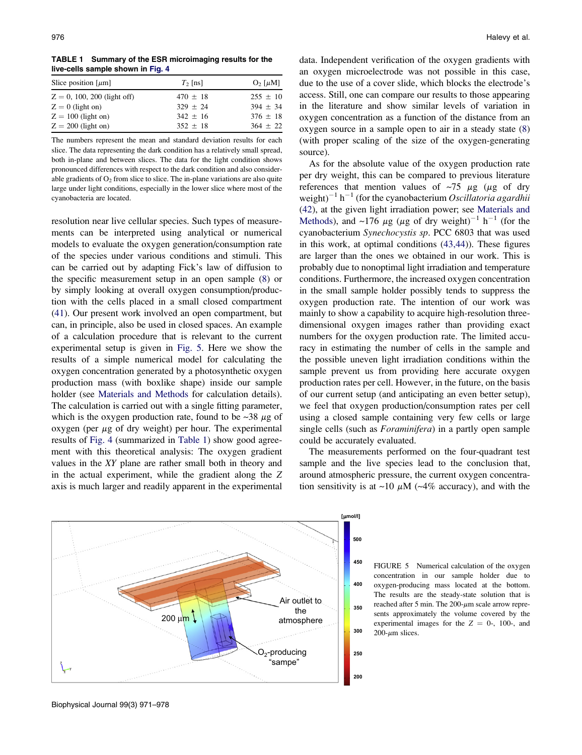**TABLE 1 Summary of the ESR microimaging results for the live-cells sample shown in Fig. 4**

| Slice position [μm] | $T_2$ [ns] | $O_2$ [μM] |
|---|---|---|
| Z = 0, 100, 200 (light off) | 470 ± 18 | 255 ± 10 |
| Z = 0 (light on) | 329 ± 24 | 394 ± 34 |
| Z = 100 (light on) | 342 ± 16 | 376 ± 18 |
| Z = 200 (light on) | 352 ± 18 | 364 ± 22 |

The numbers represent the mean and standard deviation results for each slice. The data representing the dark condition has a relatively small spread, both in-plane and between slices. The data for the light condition shows pronounced differences with respect to the dark condition and also considerable gradients of $O_2$ from slice to slice. The in-plane variations are also quite large under light conditions, especially in the lower slice where most of the cyanobacteria are located.

resolution near live cellular species. Such types of measurements can be interpreted using analytical or numerical models to evaluate the oxygen generation/consumption rate of the species under various conditions and stimuli. This can be carried out by adapting Fick's law of diffusion to the specific measurement setup in an open sample (8) or by simply looking at overall oxygen consumption/production with the cells placed in a small closed compartment (41). Our present work involved an open compartment, but can, in principle, also be used in closed spaces. An example of a calculation procedure that is relevant to the current experimental setup is given in Fig. 5. Here we show the results of a simple numerical model for calculating the oxygen concentration generated by a photosynthetic oxygen production mass (with boxlike shape) inside our sample holder (see Materials and Methods for calculation details). The calculation is carried out with a single fitting parameter, which is the oxygen production rate, found to be ~38 μg of oxygen (per μg of dry weight) per hour. The experimental results of Fig. 4 (summarized in Table 1) show good agreement with this theoretical analysis: The oxygen gradient values in the *XY* plane are rather small both in theory and in the actual experiment, while the gradient along the *Z* axis is much larger and readily apparent in the experimental data. Independent verification of the oxygen gradients with an oxygen microelectrode was not possible in this case, due to the use of a cover slide, which blocks the electrode's access. Still, one can compare our results to those appearing in the literature and show similar levels of variation in oxygen concentration as a function of the distance from an oxygen source in a sample open to air in a steady state (8) (with proper scaling of the size of the oxygen-generating source).

As for the absolute value of the oxygen production rate per dry weight, this can be compared to previous literature references that mention values of ~75 μg (μg of dry weight)$^{-1}$ h$^{-1}$ (for the cyanobacterium *Oscillatoria agardhii* (42), at the given light irradiation power; see Materials and Methods), and ~176 μg (μg of dry weight)$^{-1}$ h$^{-1}$ (for the cyanobacterium *Synechocystis sp*. PCC 6803 that was used in this work, at optimal conditions (43,44)). These figures are larger than the ones we obtained in our work. This is probably due to nonoptimal light irradiation and temperature conditions. Furthermore, the increased oxygen concentration in the small sample holder possibly tends to suppress the oxygen production rate. The intention of our work was mainly to show a capability to acquire high-resolution three-dimensional oxygen images rather than providing exact numbers for the oxygen production rate. The limited accuracy in estimating the number of cells in the sample and the possible uneven light irradiation conditions within the sample prevent us from providing here accurate oxygen production rates per cell. However, in the future, on the basis of our current setup (and anticipating an even better setup), we feel that oxygen production/consumption rates per cell using a closed sample containing very few cells or large single cells (such as *Foraminifera*) in a partly open sample could be accurately evaluated.

The measurements performed on the four-quadrant test sample and the live species lead to the conclusion that, around atmospheric pressure, the current oxygen concentration sensitivity is at ~10 μM (~4% accuracy), and with the

FIGURE 5 Numerical calculation of the oxygen concentration in our sample holder due to oxygen-producing mass located at the bottom. The results are the steady-state solution that is reached after 5 min. The 200-μm scale arrow represents approximately the volume covered by the experimental images for the Z = 0-, 100-, and 200-μm slices.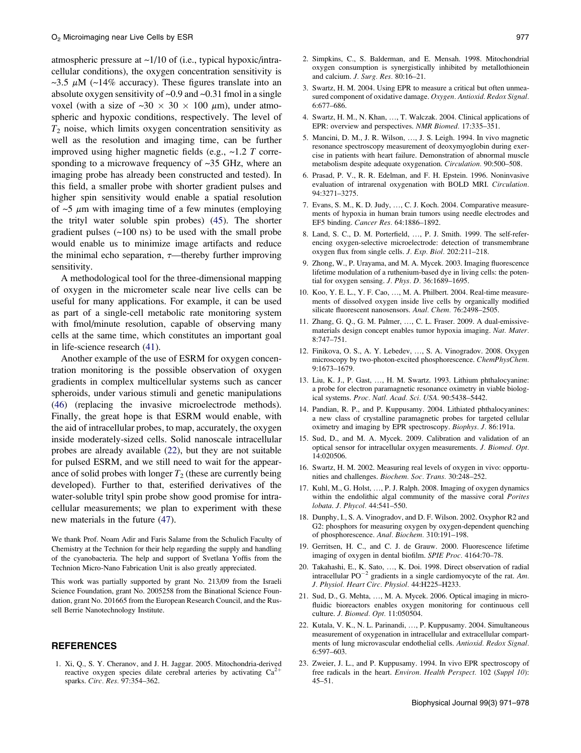atmospheric pressure at ~1/10 of (i.e., typical hypoxic/intracellular conditions), the oxygen concentration sensitivity is ~3.5 $\mu$M (~14% accuracy). These figures translate into an absolute oxygen sensitivity of ~0.9 and ~0.31 fmol in a single voxel (with a size of ~30 × 30 × 100 $\mu$m), under atmospheric and hypoxic conditions, respectively. The level of $T_2$ noise, which limits oxygen concentration sensitivity as well as the resolution and imaging time, can be further improved using higher magnetic fields (e.g., ~1.2 $T$ corresponding to a microwave frequency of ~35 GHz, where an imaging probe has already been constructed and tested). In this field, a smaller probe with shorter gradient pulses and higher spin sensitivity would enable a spatial resolution of ~5 $\mu$m with imaging time of a few minutes (employing the trityl water soluble spin probes) (45). The shorter gradient pulses (~100 ns) to be used with the small probe would enable us to minimize image artifacts and reduce the minimal echo separation, $\tau$—thereby further improving sensitivity.

A methodological tool for the three-dimensional mapping of oxygen in the micrometer scale near live cells can be useful for many applications. For example, it can be used as part of a single-cell metabolic rate monitoring system with fmol/minute resolution, capable of observing many cells at the same time, which constitutes an important goal in life-science research (41).

Another example of the use of ESRM for oxygen concentration monitoring is the possible observation of oxygen gradients in complex multicellular systems such as cancer spheroids, under various stimuli and genetic manipulations (46) (replacing the invasive microelectrode methods). Finally, the great hope is that ESRM would enable, with the aid of intracellular probes, to map, accurately, the oxygen inside moderately-sized cells. Solid nanoscale intracellular probes are already available (22), but they are not suitable for pulsed ESRM, and we still need to wait for the appearance of solid probes with longer $T_2$ (these are currently being developed). Further to that, esterified derivatives of the water-soluble trityl spin probe show good promise for intracellular measurements; we plan to experiment with these new materials in the future (47).

We thank Prof. Noam Adir and Faris Salame from the Schulich Faculty of Chemistry at the Technion for their help regarding the supply and handling of the cyanobacteria. The help and support of Svetlana Yoffis from the Technion Micro-Nano Fabrication Unit is also greatly appreciated.

This work was partially supported by grant No. 213/09 from the Israeli Science Foundation, grant No. 2005258 from the Binational Science Foundation, grant No. 201665 from the European Research Council, and the Russell Berrie Nanotechnology Institute.

## REFERENCES

1. Xi, Q., S. Y. Cheranov, and J. H. Jaggar. 2005. Mitochondria-derived reactive oxygen species dilate cerebral arteries by activating $Ca^{2+}$ sparks. *Circ. Res.* 97:354–362.
2. Simpkins, C., S. Balderman, and E. Mensah. 1998. Mitochondrial oxygen consumption is synergistically inhibited by metallothionein and calcium. *J. Surg. Res.* 80:16–21.
3. Swartz, H. M. 2004. Using EPR to measure a critical but often unmeasured component of oxidative damage. *Oxygen. Antioxid. Redox Signal.* 6:677–686.
4. Swartz, H. M., N. Khan, …, T. Walczak. 2004. Clinical applications of EPR: overview and perspectives. *NMR Biomed.* 17:335–351.
5. Mancini, D. M., J. R. Wilson, …, J. S. Leigh. 1994. In vivo magnetic resonance spectroscopy measurement of deoxymyoglobin during exercise in patients with heart failure. Demonstration of abnormal muscle metabolism despite adequate oxygenation. *Circulation.* 90:500–508.
6. Prasad, P. V., R. R. Edelman, and F. H. Epstein. 1996. Noninvasive evaluation of intrarenal oxygenation with BOLD MRI. *Circulation.* 94:3271–3275.
7. Evans, S. M., K. D. Judy, …, C. J. Koch. 2004. Comparative measurements of hypoxia in human brain tumors using needle electrodes and EF5 binding. *Cancer Res.* 64:1886–1892.
8. Land, S. C., D. M. Porterfield, …, P. J. Smith. 1999. The self-referencing oxygen-selective microelectrode: detection of transmembrane oxygen flux from single cells. *J. Exp. Biol.* 202:211–218.
9. Zhong, W., P. Urayama, and M. A. Mycek. 2003. Imaging fluorescence lifetime modulation of a ruthenium-based dye in living cells: the potential for oxygen sensing. *J. Phys. D.* 36:1689–1695.
10. Koo, Y. E. L., Y. F. Cao, …, M. A. Philbert. 2004. Real-time measurements of dissolved oxygen inside live cells by organically modified silicate fluorescent nanosensors. *Anal. Chem.* 76:2498–2505.
11. Zhang, G. Q., G. M. Palmer, …, C. L. Fraser. 2009. A dual-emissive-materials design concept enables tumor hypoxia imaging. *Nat. Mater.* 8:747–751.
12. Finikova, O. S., A. Y. Lebedev, …, S. A. Vinogradov. 2008. Oxygen microscopy by two-photon-excited phosphorescence. *ChemPhysChem.* 9:1673–1679.
13. Liu, K. J., P. Gast, …, H. M. Swartz. 1993. Lithium phthalocyanine: a probe for electron paramagnetic resonance oximetry in viable biological systems. *Proc. Natl. Acad. Sci. USA.* 90:5438–5442.
14. Pandian, R. P., and P. Kuppusamy. 2004. Lithiated phthalocyanines: a new class of crystalline paramagnetic probes for targeted cellular oximetry and imaging by EPR spectroscopy. *Biophys. J.* 86:191a.
15. Sud, D., and M. A. Mycek. 2009. Calibration and validation of an optical sensor for intracellular oxygen measurements. *J. Biomed. Opt.* 14:020506.
16. Swartz, H. M. 2002. Measuring real levels of oxygen in vivo: opportunities and challenges. *Biochem. Soc. Trans.* 30:248–252.
17. Kuhl, M., G. Holst, …, P. J. Ralph. 2008. Imaging of oxygen dynamics within the endolithic algal community of the massive coral *Porites lobata*. *J. Phycol.* 44:541–550.
18. Dunphy, I., S. A. Vinogradov, and D. F. Wilson. 2002. Oxyphor R2 and G2: phosphors for measuring oxygen by oxygen-dependent quenching of phosphorescence. *Anal. Biochem.* 310:191–198.
19. Gerritsen, H. C., and C. J. de Grauw. 2000. Fluorescence lifetime imaging of oxygen in dental biofilm. *SPIE Proc.* 4164:70–78.
20. Takahashi, E., K. Sato, …, K. Doi. 1998. Direct observation of radial intracellular $PO^{-2}$ gradients in a single cardiomyocyte of the rat. *Am. J. Physiol. Heart Circ. Physiol.* 44:H225–H233.
21. Sud, D., G. Mehta, …, M. A. Mycek. 2006. Optical imaging in microfluidic bioreactors enables oxygen monitoring for continuous cell culture. *J. Biomed. Opt.* 11:050504.
22. Kutala, V. K., N. L. Parinandi, …, P. Kuppusamy. 2004. Simultaneous measurement of oxygenation in intracellular and extracellular compartments of lung microvascular endothelial cells. *Antioxid. Redox Signal.* 6:597–603.
23. Zweier, J. L., and P. Kuppusamy. 1994. In vivo EPR spectroscopy of free radicals in the heart. *Environ. Health Perspect.* 102 (*Suppl 10*): 45–51.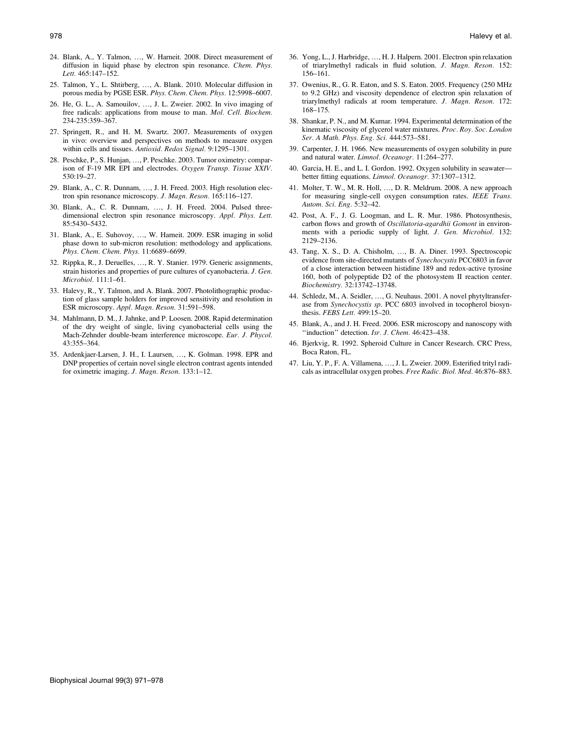24. Blank, A., Y. Talmon, …, W. Harneit. 2008. Direct measurement of diffusion in liquid phase by electron spin resonance. *Chem. Phys. Lett.* 465:147–152.

25. Talmon, Y., L. Shtirberg, …, A. Blank. 2010. Molecular diffusion in porous media by PGSE ESR. *Phys. Chem. Chem. Phys.* 12:5998–6007.

26. He, G. L., A. Samouilov, …, J. L. Zweier. 2002. In vivo imaging of free radicals: applications from mouse to man. *Mol. Cell. Biochem.* 234-235:359–367.

27. Springett, R., and H. M. Swartz. 2007. Measurements of oxygen in vivo: overview and perspectives on methods to measure oxygen within cells and tissues. *Antioxid. Redox Signal.* 9:1295–1301.

28. Peschke, P., S. Hunjan, …, P. Peschke. 2003. Tumor oximetry: comparison of F-19 MR EPI and electrodes. *Oxygen Transp. Tissue XXIV.* 530:19–27.

29. Blank, A., C. R. Dunnam, …, J. H. Freed. 2003. High resolution electron spin resonance microscopy. *J. Magn. Reson.* 165:116–127.

30. Blank, A., C. R. Dunnam, …, J. H. Freed. 2004. Pulsed three-dimensional electron spin resonance microscopy. *Appl. Phys. Lett.* 85:5430–5432.

31. Blank, A., E. Suhovoy, …, W. Harneit. 2009. ESR imaging in solid phase down to sub-micron resolution: methodology and applications. *Phys. Chem. Chem. Phys.* 11:6689–6699.

32. Rippka, R., J. Deruelles, …, R. Y. Stanier. 1979. Generic assignments, strain histories and properties of pure cultures of cyanobacteria. *J. Gen. Microbiol.* 111:1–61.

33. Halevy, R., Y. Talmon, and A. Blank. 2007. Photolithographic production of glass sample holders for improved sensitivity and resolution in ESR microscopy. *Appl. Magn. Reson.* 31:591–598.

34. Mahlmann, D. M., J. Jahnke, and P. Loosen. 2008. Rapid determination of the dry weight of single, living cyanobacterial cells using the Mach-Zehnder double-beam interference microscope. *Eur. J. Phycol.* 43:355–364.

35. Ardenkjaer-Larsen, J. H., I. Laursen, …, K. Golman. 1998. EPR and DNP properties of certain novel single electron contrast agents intended for oximetric imaging. *J. Magn. Reson.* 133:1–12.

36. Yong, L., J. Harbridge, …, H. J. Halpern. 2001. Electron spin relaxation of triarylmethyl radicals in fluid solution. *J. Magn. Reson.* 152: 156–161.

37. Owenius, R., G. R. Eaton, and S. S. Eaton. 2005. Frequency (250 MHz to 9.2 GHz) and viscosity dependence of electron spin relaxation of triarylmethyl radicals at room temperature. *J. Magn. Reson.* 172: 168–175.

38. Shankar, P. N., and M. Kumar. 1994. Experimental determination of the kinematic viscosity of glycerol water mixtures. *Proc. Roy. Soc. London Ser. A Math. Phys. Eng. Sci.* 444:573–581.

39. Carpenter, J. H. 1966. New measurements of oxygen solubility in pure and natural water. *Limnol. Oceanogr.* 11:264–277.

40. Garcia, H. E., and L. I. Gordon. 1992. Oxygen solubility in seawater—better fitting equations. *Limnol. Oceanogr.* 37:1307–1312.

41. Molter, T. W., M. R. Holl, …, D. R. Meldrum. 2008. A new approach for measuring single-cell oxygen consumption rates. *IEEE Trans. Autom. Sci. Eng.* 5:32–42.

42. Post, A. F., J. G. Loogman, and L. R. Mur. 1986. Photosynthesis, carbon flows and growth of *Oscillatoria-agardhii Gomont* in environments with a periodic supply of light. *J. Gen. Microbiol.* 132: 2129–2136.

43. Tang, X. S., D. A. Chisholm, …, B. A. Diner. 1993. Spectroscopic evidence from site-directed mutants of *Synechocystis* PCC6803 in favor of a close interaction between histidine 189 and redox-active tyrosine 160, both of polypeptide D2 of the photosystem II reaction center. *Biochemistry.* 32:13742–13748.

44. Schledz, M., A. Seidler, …, G. Neuhaus. 2001. A novel phytyltransferase from *Synechocystis sp.* PCC 6803 involved in tocopherol biosynthesis. *FEBS Lett.* 499:15–20.

45. Blank, A., and J. H. Freed. 2006. ESR microscopy and nanoscopy with ''induction'' detection. *Isr. J. Chem.* 46:423–438.

46. Bjerkvig, R. 1992. Spheroid Culture in Cancer Research. CRC Press, Boca Raton, FL.

47. Liu, Y. P., F. A. Villamena, …, J. L. Zweier. 2009. Esterified trityl radicals as intracellular oxygen probes. *Free Radic. Biol. Med.* 46:876–883.